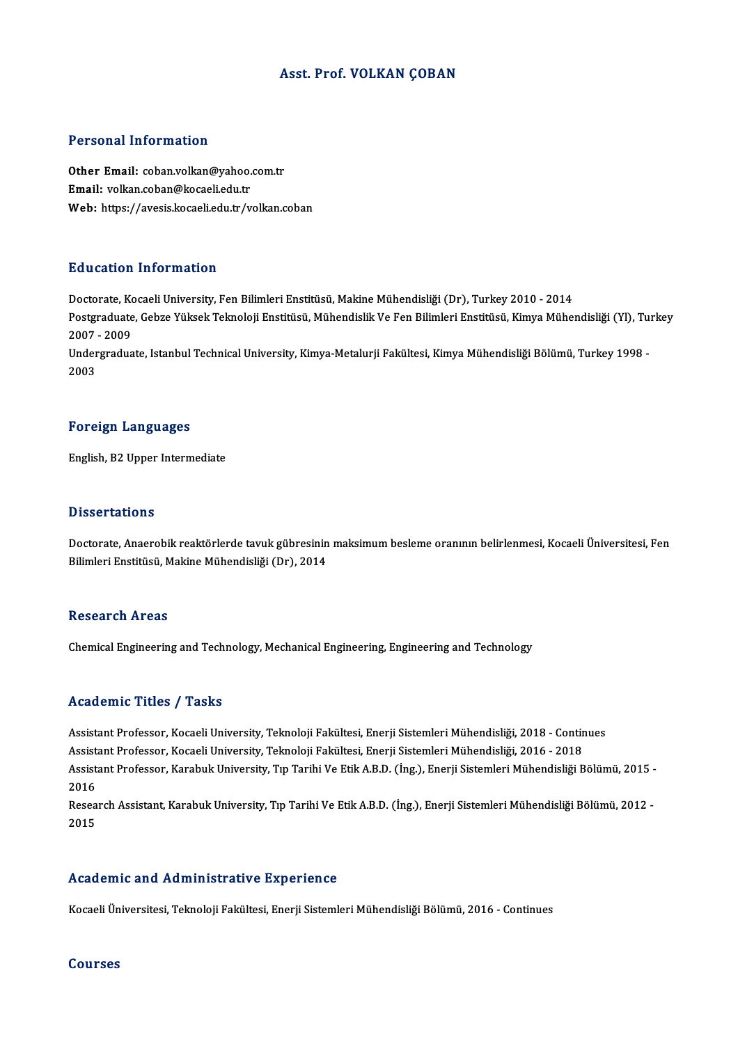# Asst. Prof. VOLKAN ÇOBAN

## Personal Information

**Other Email:** coban.volkan@yahoo.com.tr
**Email:** volkan.coban@kocaeli.edu.tr
**Web:** https://avesis.kocaeli.edu.tr/volkan.coban

## Education Information

Doctorate, Kocaeli University, Fen Bilimleri Enstitüsü, Makine Mühendisliği (Dr), Turkey 2010 - 2014
Postgraduate, Gebze Yüksek Teknoloji Enstitüsü, Mühendislik Ve Fen Bilimleri Enstitüsü, Kimya Mühendisliği (Yl), Turkey 2007 - 2009
Undergraduate, Istanbul Technical University, Kimya-Metalurji Fakültesi, Kimya Mühendisliği Bölümü, Turkey 1998 - 2003

## Foreign Languages

English, B2 Upper Intermediate

## Dissertations

Doctorate, Anaerobik reaktörlerde tavuk gübresinin maksimum besleme oranının belirlenmesi, Kocaeli Üniversitesi, Fen Bilimleri Enstitüsü, Makine Mühendisliği (Dr), 2014

## Research Areas

Chemical Engineering and Technology, Mechanical Engineering, Engineering and Technology

## Academic Titles / Tasks

Assistant Professor, Kocaeli University, Teknoloji Fakültesi, Enerji Sistemleri Mühendisliği, 2018 - Continues
Assistant Professor, Kocaeli University, Teknoloji Fakültesi, Enerji Sistemleri Mühendisliği, 2016 - 2018
Assistant Professor, Karabuk University, Tıp Tarihi Ve Etik A.B.D. (İng.), Enerji Sistemleri Mühendisliği Bölümü, 2015 - 2016
Research Assistant, Karabuk University, Tıp Tarihi Ve Etik A.B.D. (İng.), Enerji Sistemleri Mühendisliği Bölümü, 2012 - 2015

## Academic and Administrative Experience

Kocaeli Üniversitesi, Teknoloji Fakültesi, Enerji Sistemleri Mühendisliği Bölümü, 2016 - Continues

## Courses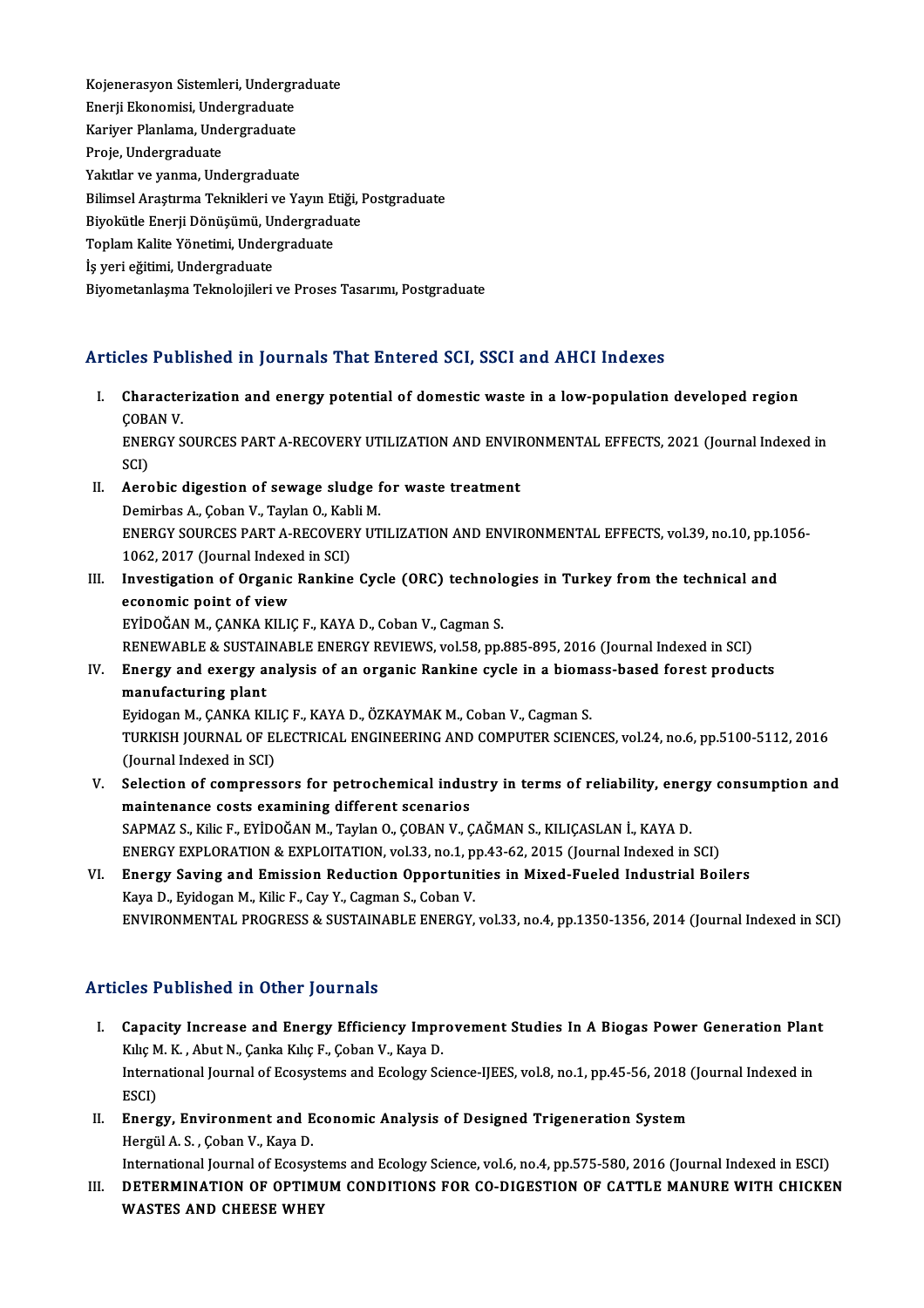Kojenerasyon Sistemleri, Undergraduate
Enerji Ekonomisi, Undergraduate
Kariyer Planlama, Undergraduate
Proje, Undergraduate
Yakıtlar ve yanma, Undergraduate
Bilimsel Araştırma Teknikleri ve Yayın Etiği, Postgraduate
Biyokütle Enerji Dönüşümü, Undergraduate
Toplam Kalite Yönetimi, Undergraduate
İş yeri eğitimi, Undergraduate
Biyometanlaşma Teknolojileri ve Proses Tasarımı, Postgraduate

## Articles Published in Journals That Entered SCI, SSCI and AHCI Indexes

I. **Characterization and energy potential of domestic waste in a low-population developed region**
ÇOBAN V.
ENERGY SOURCES PART A-RECOVERY UTILIZATION AND ENVIRONMENTAL EFFECTS, 2021 (Journal Indexed in SCI)

II. **Aerobic digestion of sewage sludge for waste treatment**
Demirbas A., Çoban V., Taylan O., Kabli M.
ENERGY SOURCES PART A-RECOVERY UTILIZATION AND ENVIRONMENTAL EFFECTS, vol.39, no.10, pp.1056-1062, 2017 (Journal Indexed in SCI)

III. **Investigation of Organic Rankine Cycle (ORC) technologies in Turkey from the technical and economic point of view**
EYİDOĞAN M., ÇANKA KILIÇ F., KAYA D., Coban V., Cagman S.
RENEWABLE & SUSTAINABLE ENERGY REVIEWS, vol.58, pp.885-895, 2016 (Journal Indexed in SCI)

IV. **Energy and exergy analysis of an organic Rankine cycle in a biomass-based forest products manufacturing plant**
Eyidogan M., ÇANKA KILIÇ F., KAYA D., ÖZKAYMAK M., Coban V., Cagman S.
TURKISH JOURNAL OF ELECTRICAL ENGINEERING AND COMPUTER SCIENCES, vol.24, no.6, pp.5100-5112, 2016 (Journal Indexed in SCI)

V. **Selection of compressors for petrochemical industry in terms of reliability, energy consumption and maintenance costs examining different scenarios**
SAPMAZ S., Kilic F., EYİDOĞAN M., Taylan O., ÇOBAN V., ÇAĞMAN S., KILIÇASLAN İ., KAYA D.
ENERGY EXPLORATION & EXPLOITATION, vol.33, no.1, pp.43-62, 2015 (Journal Indexed in SCI)

VI. **Energy Saving and Emission Reduction Opportunities in Mixed-Fueled Industrial Boilers**
Kaya D., Eyidogan M., Kilic F., Cay Y., Cagman S., Coban V.
ENVIRONMENTAL PROGRESS & SUSTAINABLE ENERGY, vol.33, no.4, pp.1350-1356, 2014 (Journal Indexed in SCI)

## Articles Published in Other Journals

I. **Capacity Increase and Energy Efficiency Improvement Studies In A Biogas Power Generation Plant**
Kılıç M. K. , Abut N., Çanka Kılıç F., Çoban V., Kaya D.
International Journal of Ecosystems and Ecology Science-IJEES, vol.8, no.1, pp.45-56, 2018 (Journal Indexed in ESCI)

II. **Energy, Environment and Economic Analysis of Designed Trigeneration System**
Hergül A. S. , Çoban V., Kaya D.
International Journal of Ecosystems and Ecology Science, vol.6, no.4, pp.575-580, 2016 (Journal Indexed in ESCI)

III. **DETERMINATION OF OPTIMUM CONDITIONS FOR CO-DIGESTION OF CATTLE MANURE WITH CHICKEN WASTES AND CHEESE WHEY**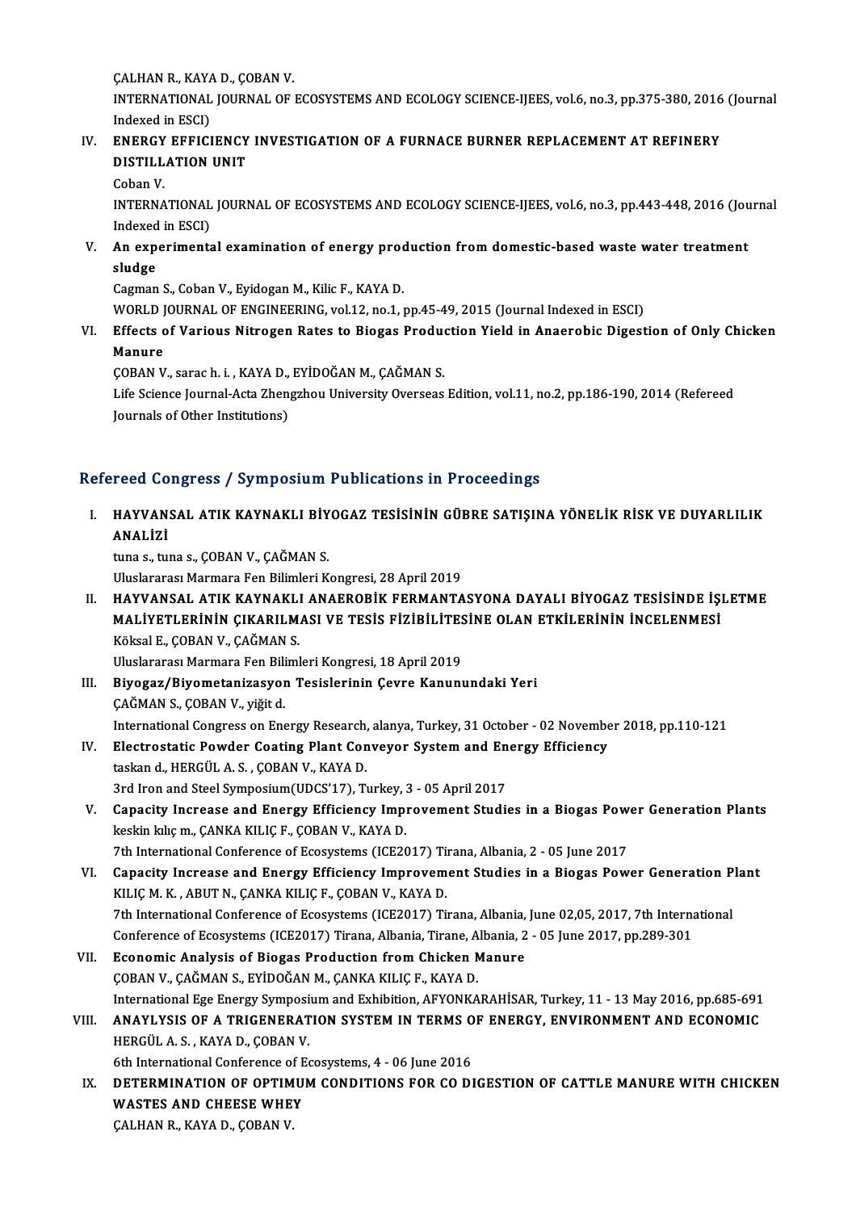ÇALHAN R., KAYA D., ÇOBAN V.
INTERNATIONAL JOURNAL OF ECOSYSTEMS AND ECOLOGY SCIENCE-IJEES, vol.6, no.3, pp.375-380, 2016 (Journal Indexed in ESCI)

IV. **ENERGY EFFICIENCY INVESTIGATION OF A FURNACE BURNER REPLACEMENT AT REFINERY DISTILLATION UNIT**
Coban V.
INTERNATIONAL JOURNAL OF ECOSYSTEMS AND ECOLOGY SCIENCE-IJEES, vol.6, no.3, pp.443-448, 2016 (Journal Indexed in ESCI)

V. **An experimental examination of energy production from domestic-based waste water treatment sludge**
Cagman S., Coban V., Eyidogan M., Kilic F., KAYA D.
WORLD JOURNAL OF ENGINEERING, vol.12, no.1, pp.45-49, 2015 (Journal Indexed in ESCI)

VI. **Effects of Various Nitrogen Rates to Biogas Production Yield in Anaerobic Digestion of Only Chicken Manure**
ÇOBAN V., sarac h. i. , KAYA D., EYİDOĞAN M., ÇAĞMAN S.
Life Science Journal-Acta Zhengzhou University Overseas Edition, vol.11, no.2, pp.186-190, 2014 (Refereed Journals of Other Institutions)

## Refereed Congress / Symposium Publications in Proceedings

I. **HAYVANSAL ATIK KAYNAKLI BİYOGAZ TESİSİNİN GÜBRE SATIŞINA YÖNELİK RİSK VE DUYARLILIK ANALİZİ**
tuna s., tuna s., ÇOBAN V., ÇAĞMAN S.
Uluslararası Marmara Fen Bilimleri Kongresi, 28 April 2019

II. **HAYVANSAL ATIK KAYNAKLI ANAEROBİK FERMANTASYONA DAYALI BİYOGAZ TESİSİNDE İŞLETME MALİYETLERİNİN ÇIKARILMASI VE TESİS FİZİBİLİTESİNE OLAN ETKİLERİNİN İNCELENMESİ**
Köksal E., ÇOBAN V., ÇAĞMAN S.
Uluslararası Marmara Fen Bilimleri Kongresi, 18 April 2019

III. **Biyogaz/Biyometanizasyon Tesislerinin Çevre Kanunundaki Yeri**
ÇAĞMAN S., ÇOBAN V., yiğit d.
International Congress on Energy Research, alanya, Turkey, 31 October - 02 November 2018, pp.110-121

IV. **Electrostatic Powder Coating Plant Conveyor System and Energy Efficiency**
taskan d., HERGÜL A. S. , ÇOBAN V., KAYA D.
3rd Iron and Steel Symposium(UDCS'17), Turkey, 3 - 05 April 2017

V. **Capacity Increase and Energy Efficiency Improvement Studies in a Biogas Power Generation Plants**
keskin kılıç m., ÇANKA KILIÇ F., ÇOBAN V., KAYA D.
7th International Conference of Ecosystems (ICE2017) Tirana, Albania, 2 - 05 June 2017

VI. **Capacity Increase and Energy Efficiency Improvement Studies in a Biogas Power Generation Plant**
KILIÇ M. K. , ABUT N., ÇANKA KILIÇ F., ÇOBAN V., KAYA D.
7th International Conference of Ecosystems (ICE2017) Tirana, Albania, June 02,05, 2017, 7th International Conference of Ecosystems (ICE2017) Tirana, Albania, Tirane, Albania, 2 - 05 June 2017, pp.289-301

VII. **Economic Analysis of Biogas Production from Chicken Manure**
ÇOBAN V., ÇAĞMAN S., EYİDOĞAN M., ÇANKA KILIÇ F., KAYA D.
International Ege Energy Symposium and Exhibition, AFYONKARAHİSAR, Turkey, 11 - 13 May 2016, pp.685-691

VIII. **ANAYLYSIS OF A TRIGENERATION SYSTEM IN TERMS OF ENERGY, ENVIRONMENT AND ECONOMIC**
HERGÜL A. S. , KAYA D., ÇOBAN V.
6th International Conference of Ecosystems, 4 - 06 June 2016

IX. **DETERMINATION OF OPTIMUM CONDITIONS FOR CO DIGESTION OF CATTLE MANURE WITH CHICKEN WASTES AND CHEESE WHEY**
ÇALHAN R., KAYA D., ÇOBAN V.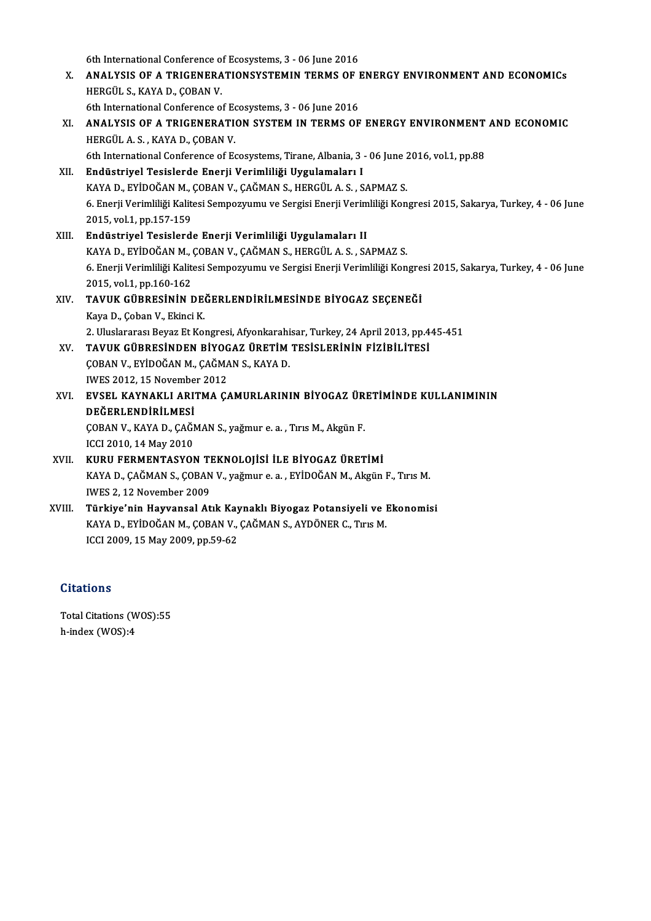6th International Conference of Ecosystems, 3 - 06 June 2016

X. **ANALYSIS OF A TRIGENERATIONSYSTEMIN TERMS OF ENERGY ENVIRONMENT AND ECONOMICs**
HERGÜL S., KAYA D., ÇOBAN V.
6th International Conference of Ecosystems, 3 - 06 June 2016

XI. **ANALYSIS OF A TRIGENERATION SYSTEM IN TERMS OF ENERGY ENVIRONMENT AND ECONOMIC**
HERGÜL A. S. , KAYA D., ÇOBAN V.
6th International Conference of Ecosystems, Tirane, Albania, 3 - 06 June 2016, vol.1, pp.88

XII. **Endüstriyel Tesislerde Enerji Verimliliği Uygulamaları I**
KAYA D., EYİDOĞAN M., ÇOBAN V., ÇAĞMAN S., HERGÜL A. S. , SAPMAZ S.
6. Enerji Verimliliği Kalitesi Sempozyumu ve Sergisi Enerji Verimliliği Kongresi 2015, Sakarya, Turkey, 4 - 06 June 2015, vol.1, pp.157-159

XIII. **Endüstriyel Tesislerde Enerji Verimliliği Uygulamaları II**
KAYA D., EYİDOĞAN M., ÇOBAN V., ÇAĞMAN S., HERGÜL A. S. , SAPMAZ S.
6. Enerji Verimliliği Kalitesi Sempozyumu ve Sergisi Enerji Verimliliği Kongresi 2015, Sakarya, Turkey, 4 - 06 June 2015, vol.1, pp.160-162

XIV. **TAVUK GÜBRESİNİN DEĞERLENDİRİLMESİNDE BİYOGAZ SEÇENEĞİ**
Kaya D., Çoban V., Ekinci K.
2. Uluslararası Beyaz Et Kongresi, Afyonkarahisar, Turkey, 24 April 2013, pp.445-451

XV. **TAVUK GÜBRESİNDEN BİYOGAZ ÜRETİM TESİSLERİNİN FİZİBİLİTESİ**
ÇOBAN V., EYİDOĞAN M., ÇAĞMAN S., KAYA D.
IWES 2012, 15 November 2012

XVI. **EVSEL KAYNAKLI ARITMA ÇAMURLARININ BİYOGAZ ÜRETİMİNDE KULLANIMININ DEĞERLENDİRİLMESİ**
ÇOBAN V., KAYA D., ÇAĞMAN S., yağmur e. a. , Tırıs M., Akgün F.
ICCI 2010, 14 May 2010

XVII. **KURU FERMENTASYON TEKNOLOJİSİ İLE BİYOGAZ ÜRETİMİ**
KAYA D., ÇAĞMAN S., ÇOBAN V., yağmur e. a. , EYİDOĞAN M., Akgün F., Tırıs M.
IWES 2, 12 November 2009

XVIII. **Türkiye'nin Hayvansal Atık Kaynaklı Biyogaz Potansiyeli ve Ekonomisi**
KAYA D., EYİDOĞAN M., ÇOBAN V., ÇAĞMAN S., AYDÖNER C., Tırıs M.
ICCI 2009, 15 May 2009, pp.59-62

## Citations

Total Citations (WOS):55
h-index (WOS):4